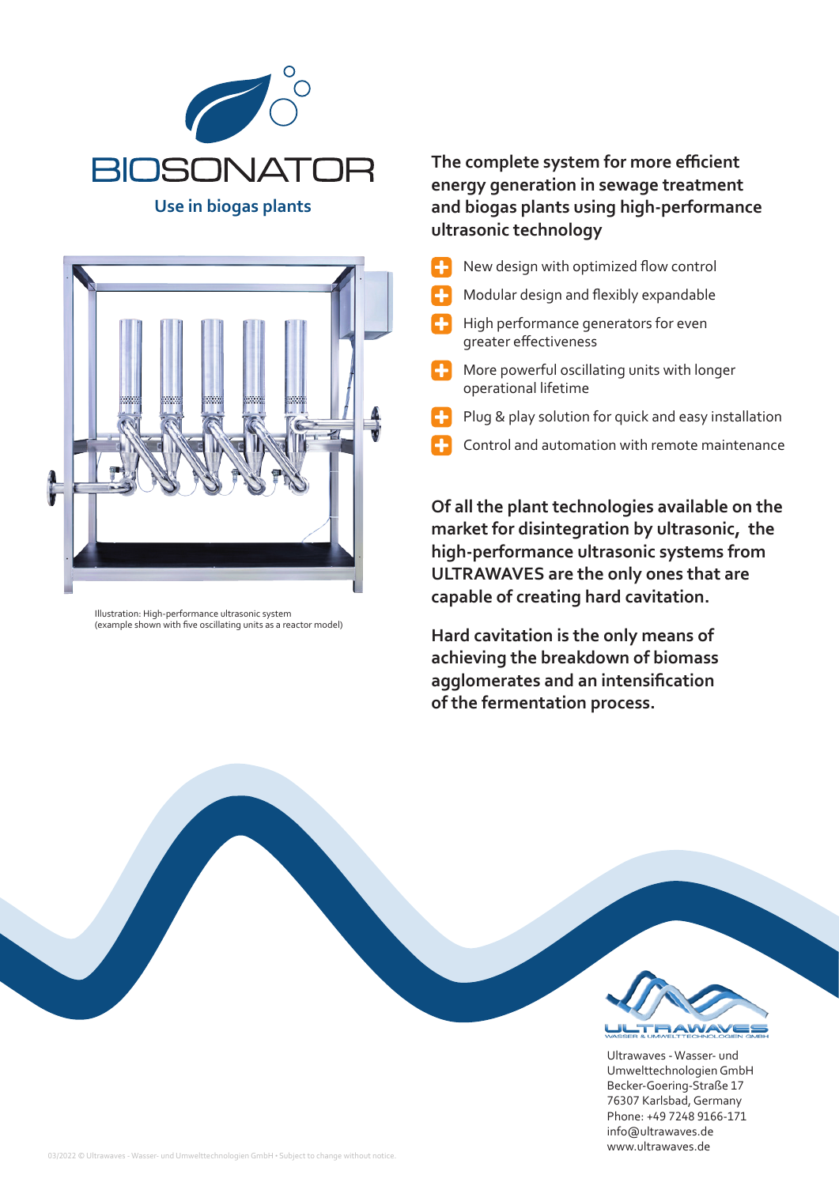# BIOSONATOR

**Use in biogas plants**

Illustration: High-performance ultrasonic system
(example shown with five oscillating units as a reactor model)

## The complete system for more efficient energy generation in sewage treatment and biogas plants using high-performance ultrasonic technology

- New design with optimized flow control
- Modular design and flexibly expandable
- High performance generators for even greater effectiveness
- More powerful oscillating units with longer operational lifetime
- Plug & play solution for quick and easy installation
- Control and automation with remote maintenance

**Of all the plant technologies available on the market for disintegration by ultrasonic, the high-performance ultrasonic systems from ULTRAWAVES are the only ones that are capable of creating hard cavitation.**

**Hard cavitation is the only means of achieving the breakdown of biomass agglomerates and an intensification of the fermentation process.**

ULTRAWAVES
WASSER & UMWELTTECHNOLOGIEN GMBH

Ultrawaves - Wasser- und Umwelttechnologien GmbH
Becker-Goering-Straße 17
76307 Karlsbad, Germany
Phone: +49 7248 9166-171
info@ultrawaves.de
www.ultrawaves.de

03/2022 © Ultrawaves - Wasser- und Umwelttechnologien GmbH • Subject to change without notice.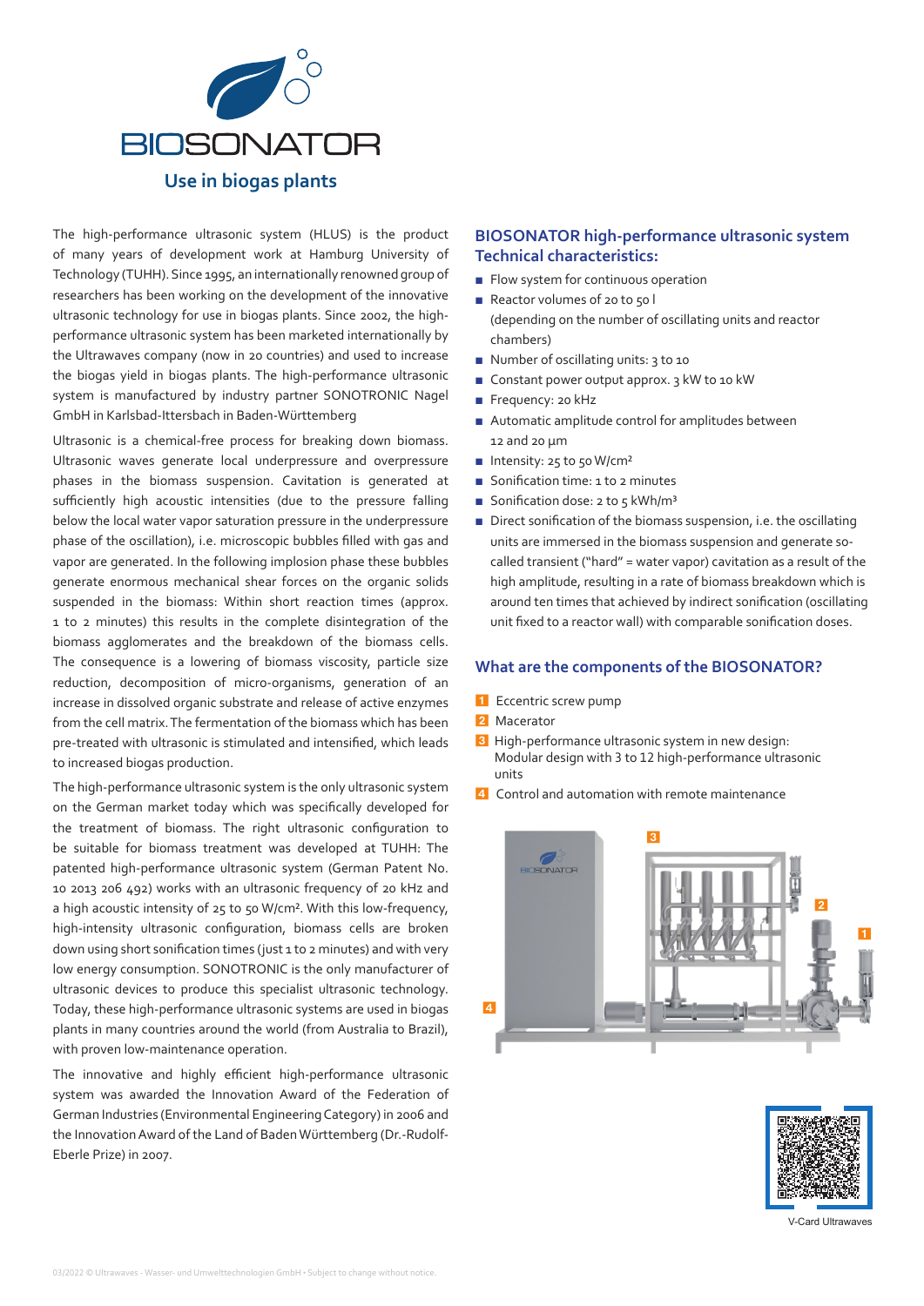# BIOSONATOR

## Use in biogas plants

The high-performance ultrasonic system (HLUS) is the product of many years of development work at Hamburg University of Technology (TUHH). Since 1995, an internationally renowned group of researchers has been working on the development of the innovative ultrasonic technology for use in biogas plants. Since 2002, the high-performance ultrasonic system has been marketed internationally by the Ultrawaves company (now in 20 countries) and used to increase the biogas yield in biogas plants. The high-performance ultrasonic system is manufactured by industry partner SONOTRONIC Nagel GmbH in Karlsbad-Ittersbach in Baden-Württemberg

Ultrasonic is a chemical-free process for breaking down biomass. Ultrasonic waves generate local underpressure and overpressure phases in the biomass suspension. Cavitation is generated at sufficiently high acoustic intensities (due to the pressure falling below the local water vapor saturation pressure in the underpressure phase of the oscillation), i.e. microscopic bubbles filled with gas and vapor are generated. In the following implosion phase these bubbles generate enormous mechanical shear forces on the organic solids suspended in the biomass: Within short reaction times (approx. 1 to 2 minutes) this results in the complete disintegration of the biomass agglomerates and the breakdown of the biomass cells. The consequence is a lowering of biomass viscosity, particle size reduction, decomposition of micro-organisms, generation of an increase in dissolved organic substrate and release of active enzymes from the cell matrix. The fermentation of the biomass which has been pre-treated with ultrasonic is stimulated and intensified, which leads to increased biogas production.

The high-performance ultrasonic system is the only ultrasonic system on the German market today which was specifically developed for the treatment of biomass. The right ultrasonic configuration to be suitable for biomass treatment was developed at TUHH: The patented high-performance ultrasonic system (German Patent No. 10 2013 206 492) works with an ultrasonic frequency of 20 kHz and a high acoustic intensity of 25 to 50 W/cm². With this low-frequency, high-intensity ultrasonic configuration, biomass cells are broken down using short sonification times (just 1 to 2 minutes) and with very low energy consumption. SONOTRONIC is the only manufacturer of ultrasonic devices to produce this specialist ultrasonic technology. Today, these high-performance ultrasonic systems are used in biogas plants in many countries around the world (from Australia to Brazil), with proven low-maintenance operation.

The innovative and highly efficient high-performance ultrasonic system was awarded the Innovation Award of the Federation of German Industries (Environmental Engineering Category) in 2006 and the Innovation Award of the Land of Baden Württemberg (Dr.-Rudolf-Eberle Prize) in 2007.

### BIOSONATOR high-performance ultrasonic system Technical characteristics:

- Flow system for continuous operation
- Reactor volumes of 20 to 50 l (depending on the number of oscillating units and reactor chambers)
- Number of oscillating units: 3 to 10
- Constant power output approx. 3 kW to 10 kW
- Frequency: 20 kHz
- Automatic amplitude control for amplitudes between 12 and 20 µm
- Intensity: 25 to 50 W/cm²
- Sonification time: 1 to 2 minutes
- Sonification dose: 2 to 5 kWh/m³
- Direct sonification of the biomass suspension, i.e. the oscillating units are immersed in the biomass suspension and generate so-called transient ("hard" = water vapor) cavitation as a result of the high amplitude, resulting in a rate of biomass breakdown which is around ten times that achieved by indirect sonification (oscillating unit fixed to a reactor wall) with comparable sonification doses.

### What are the components of the BIOSONATOR?

1. Eccentric screw pump
2. Macerator
3. High-performance ultrasonic system in new design: Modular design with 3 to 12 high-performance ultrasonic units
4. Control and automation with remote maintenance

V-Card Ultrawaves

03/2022 © Ultrawaves - Wasser- und Umwelttechnologien GmbH • Subject to change without notice.